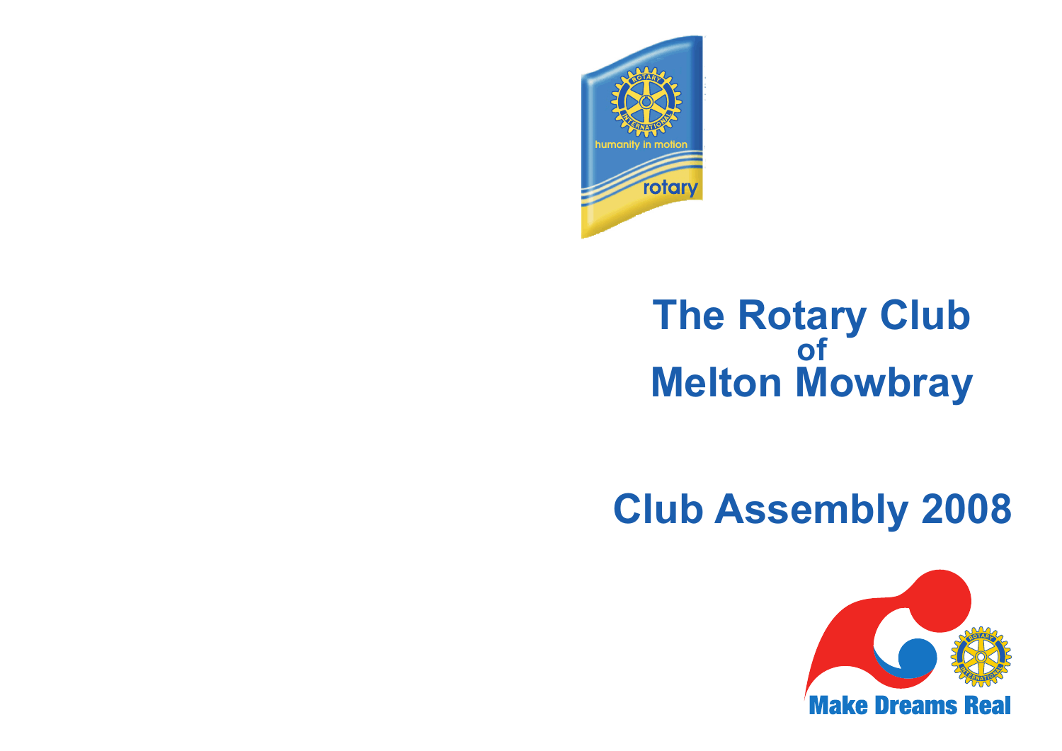# The Rotary Club of Melton Mowbray

# Club Assembly 2008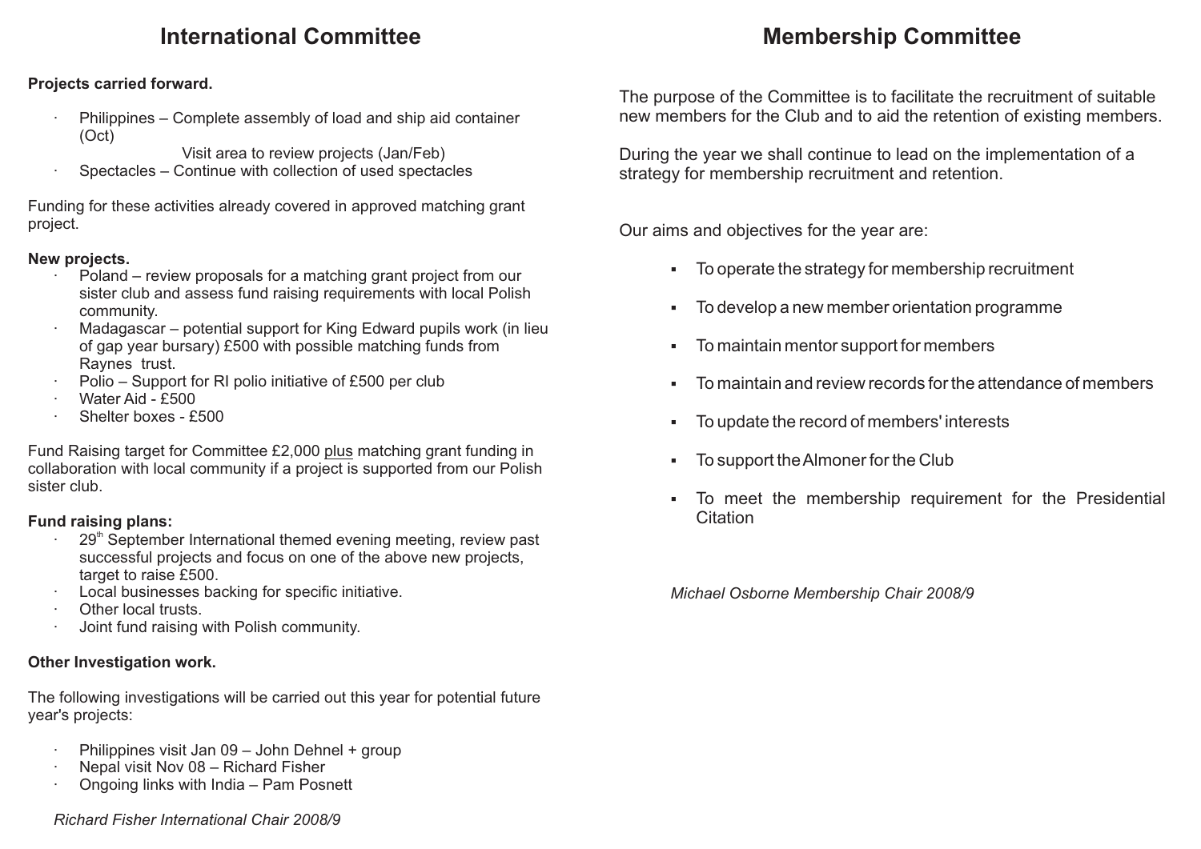## International Committee

**Projects carried forward.**

- Philippines – Complete assembly of load and ship aid container (Oct)
  Visit area to review projects (Jan/Feb)
- Spectacles – Continue with collection of used spectacles

Funding for these activities already covered in approved matching grant project.

**New projects.**

- Poland – review proposals for a matching grant project from our sister club and assess fund raising requirements with local Polish community.
- Madagascar – potential support for King Edward pupils work (in lieu of gap year bursary) £500 with possible matching funds from Raynes trust.
- Polio – Support for RI polio initiative of £500 per club
- Water Aid - £500
- Shelter boxes - £500

Fund Raising target for Committee £2,000 plus matching grant funding in collaboration with local community if a project is supported from our Polish sister club.

**Fund raising plans:**

- 29th September International themed evening meeting, review past successful projects and focus on one of the above new projects, target to raise £500.
- Local businesses backing for specific initiative.
- Other local trusts.
- Joint fund raising with Polish community.

**Other Investigation work.**

The following investigations will be carried out this year for potential future year's projects:

- Philippines visit Jan 09 – John Dehnel + group
- Nepal visit Nov 08 – Richard Fisher
- Ongoing links with India – Pam Posnett

*Richard Fisher International Chair 2008/9*

## Membership Committee

The purpose of the Committee is to facilitate the recruitment of suitable new members for the Club and to aid the retention of existing members.

During the year we shall continue to lead on the implementation of a strategy for membership recruitment and retention.

Our aims and objectives for the year are:

- To operate the strategy for membership recruitment
- To develop a new member orientation programme
- To maintain mentor support for members
- To maintain and review records for the attendance of members
- To update the record of members' interests
- To support the Almoner for the Club
- To meet the membership requirement for the Presidential Citation

*Michael Osborne Membership Chair 2008/9*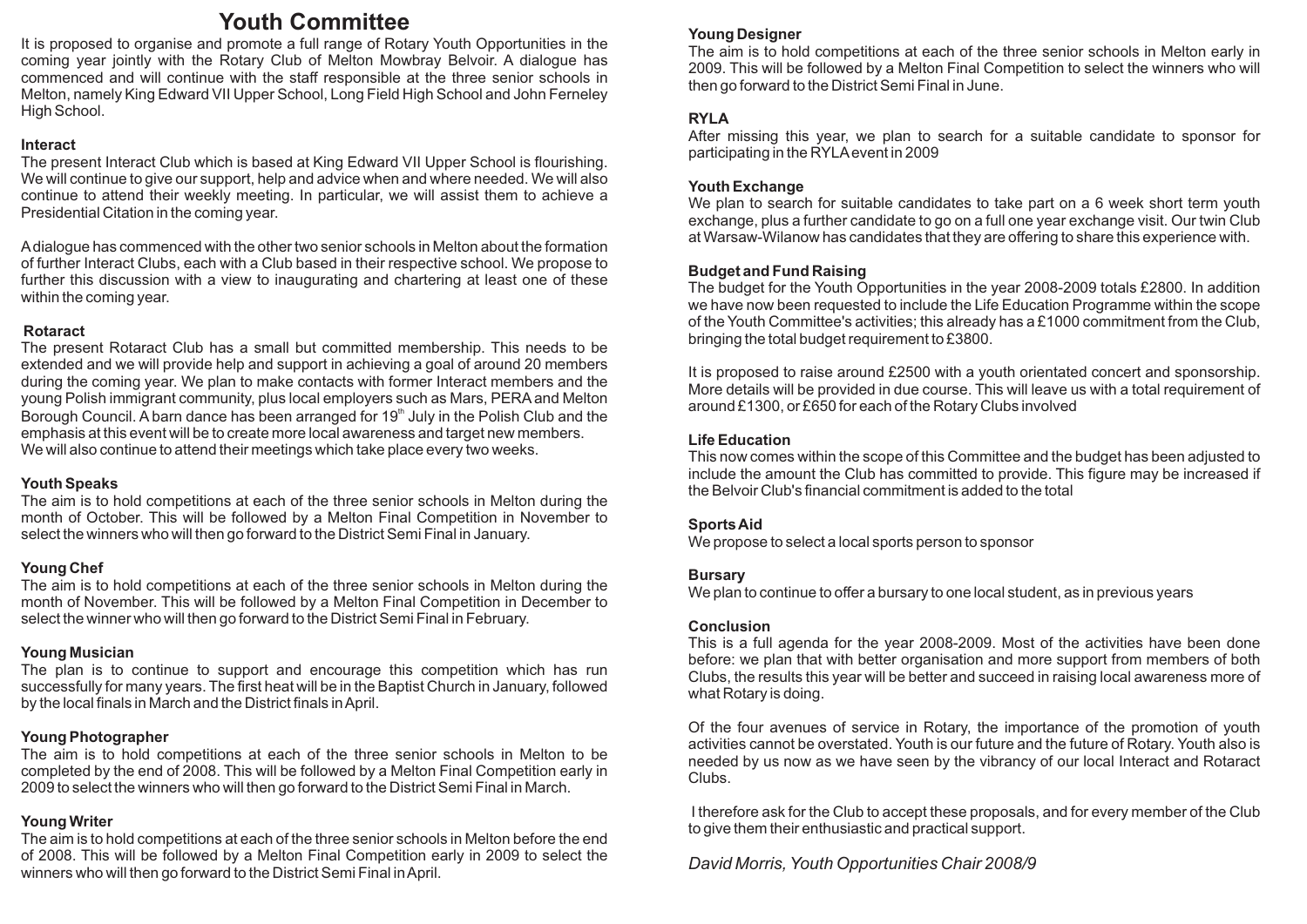# Youth Committee

It is proposed to organise and promote a full range of Rotary Youth Opportunities in the coming year jointly with the Rotary Club of Melton Mowbray Belvoir. A dialogue has commenced and will continue with the staff responsible at the three senior schools in Melton, namely King Edward VII Upper School, Long Field High School and John Ferneley High School.

### Interact

The present Interact Club which is based at King Edward VII Upper School is flourishing. We will continue to give our support, help and advice when and where needed. We will also continue to attend their weekly meeting. In particular, we will assist them to achieve a Presidential Citation in the coming year.

A dialogue has commenced with the other two senior schools in Melton about the formation of further Interact Clubs, each with a Club based in their respective school. We propose to further this discussion with a view to inaugurating and chartering at least one of these within the coming year.

### Rotaract

The present Rotaract Club has a small but committed membership. This needs to be extended and we will provide help and support in achieving a goal of around 20 members during the coming year. We plan to make contacts with former Interact members and the young Polish immigrant community, plus local employers such as Mars, PERA and Melton Borough Council. A barn dance has been arranged for 19th July in the Polish Club and the emphasis at this event will be to create more local awareness and target new members. We will also continue to attend their meetings which take place every two weeks.

### Youth Speaks

The aim is to hold competitions at each of the three senior schools in Melton during the month of October. This will be followed by a Melton Final Competition in November to select the winners who will then go forward to the District Semi Final in January.

### Young Chef

The aim is to hold competitions at each of the three senior schools in Melton during the month of November. This will be followed by a Melton Final Competition in December to select the winner who will then go forward to the District Semi Final in February.

### Young Musician

The plan is to continue to support and encourage this competition which has run successfully for many years. The first heat will be in the Baptist Church in January, followed by the local finals in March and the District finals in April.

### Young Photographer

The aim is to hold competitions at each of the three senior schools in Melton to be completed by the end of 2008. This will be followed by a Melton Final Competition early in 2009 to select the winners who will then go forward to the District Semi Final in March.

### Young Writer

The aim is to hold competitions at each of the three senior schools in Melton before the end of 2008. This will be followed by a Melton Final Competition early in 2009 to select the winners who will then go forward to the District Semi Final in April.

### Young Designer

The aim is to hold competitions at each of the three senior schools in Melton early in 2009. This will be followed by a Melton Final Competition to select the winners who will then go forward to the District Semi Final in June.

### RYLA

After missing this year, we plan to search for a suitable candidate to sponsor for participating in the RYLA event in 2009

### Youth Exchange

We plan to search for suitable candidates to take part on a 6 week short term youth exchange, plus a further candidate to go on a full one year exchange visit. Our twin Club at Warsaw-Wilanow has candidates that they are offering to share this experience with.

### Budget and Fund Raising

The budget for the Youth Opportunities in the year 2008-2009 totals £2800. In addition we have now been requested to include the Life Education Programme within the scope of the Youth Committee's activities; this already has a £1000 commitment from the Club, bringing the total budget requirement to £3800.

It is proposed to raise around £2500 with a youth orientated concert and sponsorship. More details will be provided in due course. This will leave us with a total requirement of around £1300, or £650 for each of the Rotary Clubs involved

### Life Education

This now comes within the scope of this Committee and the budget has been adjusted to include the amount the Club has committed to provide. This figure may be increased if the Belvoir Club's financial commitment is added to the total

### Sports Aid

We propose to select a local sports person to sponsor

### Bursary

We plan to continue to offer a bursary to one local student, as in previous years

### Conclusion

This is a full agenda for the year 2008-2009. Most of the activities have been done before: we plan that with better organisation and more support from members of both Clubs, the results this year will be better and succeed in raising local awareness more of what Rotary is doing.

Of the four avenues of service in Rotary, the importance of the promotion of youth activities cannot be overstated. Youth is our future and the future of Rotary. Youth also is needed by us now as we have seen by the vibrancy of our local Interact and Rotaract Clubs.

I therefore ask for the Club to accept these proposals, and for every member of the Club to give them their enthusiastic and practical support.

*David Morris, Youth Opportunities Chair 2008/9*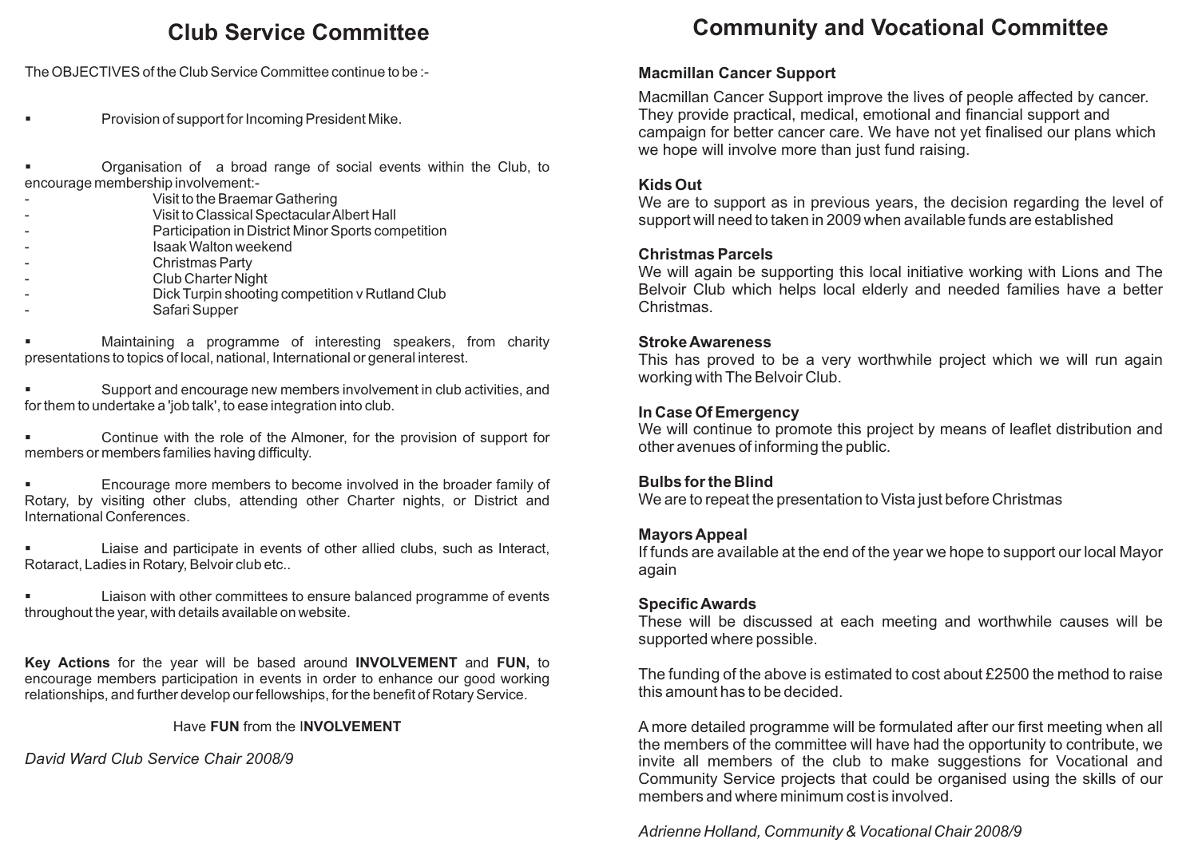## Club Service Committee

The OBJECTIVES of the Club Service Committee continue to be :-

- Provision of support for Incoming President Mike.

- Organisation of a broad range of social events within the Club, to encourage membership involvement:-
  - Visit to the Braemar Gathering
  - Visit to Classical Spectacular Albert Hall
  - Participation in District Minor Sports competition
  - Isaak Walton weekend
  - Christmas Party
  - Club Charter Night
  - Dick Turpin shooting competition v Rutland Club
  - Safari Supper

- Maintaining a programme of interesting speakers, from charity presentations to topics of local, national, International or general interest.

- Support and encourage new members involvement in club activities, and for them to undertake a 'job talk', to ease integration into club.

- Continue with the role of the Almoner, for the provision of support for members or members families having difficulty.

- Encourage more members to become involved in the broader family of Rotary, by visiting other clubs, attending other Charter nights, or District and International Conferences.

- Liaise and participate in events of other allied clubs, such as Interact, Rotaract, Ladies in Rotary, Belvoir club etc..

- Liaison with other committees to ensure balanced programme of events throughout the year, with details available on website.

**Key Actions** for the year will be based around **INVOLVEMENT** and **FUN,** to encourage members participation in events in order to enhance our good working relationships, and further develop our fellowships, for the benefit of Rotary Service.

Have **FUN** from the I**NVOLVEMENT**

*David Ward Club Service Chair 2008/9*

## Community and Vocational Committee

**Macmillan Cancer Support**

Macmillan Cancer Support improve the lives of people affected by cancer. They provide practical, medical, emotional and financial support and campaign for better cancer care. We have not yet finalised our plans which we hope will involve more than just fund raising.

**Kids Out**

We are to support as in previous years, the decision regarding the level of support will need to taken in 2009 when available funds are established

**Christmas Parcels**

We will again be supporting this local initiative working with Lions and The Belvoir Club which helps local elderly and needed families have a better Christmas.

**Stroke Awareness**

This has proved to be a very worthwhile project which we will run again working with The Belvoir Club.

**In Case Of Emergency**

We will continue to promote this project by means of leaflet distribution and other avenues of informing the public.

**Bulbs for the Blind**

We are to repeat the presentation to Vista just before Christmas

**Mayors Appeal**

If funds are available at the end of the year we hope to support our local Mayor again

**Specific Awards**

These will be discussed at each meeting and worthwhile causes will be supported where possible.

The funding of the above is estimated to cost about £2500 the method to raise this amount has to be decided.

A more detailed programme will be formulated after our first meeting when all the members of the committee will have had the opportunity to contribute, we invite all members of the club to make suggestions for Vocational and Community Service projects that could be organised using the skills of our members and where minimum cost is involved.

*Adrienne Holland, Community & Vocational Chair 2008/9*